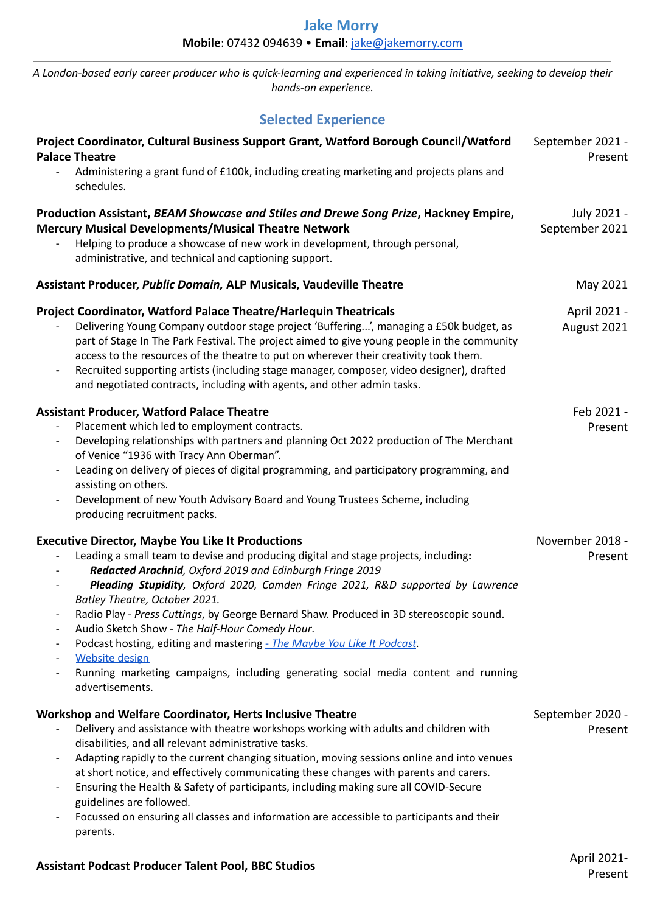# Jake Morry

**Mobile**: 07432 094639 • **Email**: [jake@jakemorry.com](mailto:jake@jakemorry.com)

---

*A London-based early career producer who is quick-learning and experienced in taking initiative, seeking to develop their hands-on experience.*

## Selected Experience

**Project Coordinator, Cultural Business Support Grant, Watford Borough Council/Watford Palace Theatre** — September 2021 - Present

- Administering a grant fund of £100k, including creating marketing and projects plans and schedules.

**Production Assistant, *BEAM Showcase and Stiles and Drewe Song Prize*, Hackney Empire, Mercury Musical Developments/Musical Theatre Network** — July 2021 - September 2021

- Helping to produce a showcase of new work in development, through personal, administrative, and technical and captioning support.

**Assistant Producer, *Public Domain,* ALP Musicals, Vaudeville Theatre** — May 2021

**Project Coordinator, Watford Palace Theatre/Harlequin Theatricals** — April 2021 - August 2021

- Delivering Young Company outdoor stage project 'Buffering...', managing a £50k budget, as part of Stage In The Park Festival. The project aimed to give young people in the community access to the resources of the theatre to put on wherever their creativity took them.
- Recruited supporting artists (including stage manager, composer, video designer), drafted and negotiated contracts, including with agents, and other admin tasks.

**Assistant Producer, Watford Palace Theatre** — Feb 2021 - Present

- Placement which led to employment contracts.
- Developing relationships with partners and planning Oct 2022 production of The Merchant of Venice "1936 with Tracy Ann Oberman".
- Leading on delivery of pieces of digital programming, and participatory programming, and assisting on others.
- Development of new Youth Advisory Board and Young Trustees Scheme, including producing recruitment packs.

**Executive Director, Maybe You Like It Productions** — November 2018 - Present

- Leading a small team to devise and producing digital and stage projects, including**:**
- ***Redacted Arachnid****, Oxford 2019 and Edinburgh Fringe 2019*
- ***Pleading Stupidity****, Oxford 2020, Camden Fringe 2021, R&D supported by Lawrence Batley Theatre, October 2021.*
- Radio Play - *Press Cuttings*, by George Bernard Shaw. Produced in 3D stereoscopic sound.
- Audio Sketch Show - *The Half-Hour Comedy Hour*.
- Podcast hosting, editing and mastering *- The Maybe You Like It Podcast*.
- Website design
- Running marketing campaigns, including generating social media content and running advertisements.

**Workshop and Welfare Coordinator, Herts Inclusive Theatre** — September 2020 - Present

- Delivery and assistance with theatre workshops working with adults and children with disabilities, and all relevant administrative tasks.
- Adapting rapidly to the current changing situation, moving sessions online and into venues at short notice, and effectively communicating these changes with parents and carers.
- Ensuring the Health & Safety of participants, including making sure all COVID-Secure guidelines are followed.
- Focussed on ensuring all classes and information are accessible to participants and their parents.

**Assistant Podcast Producer Talent Pool, BBC Studios** — April 2021- Present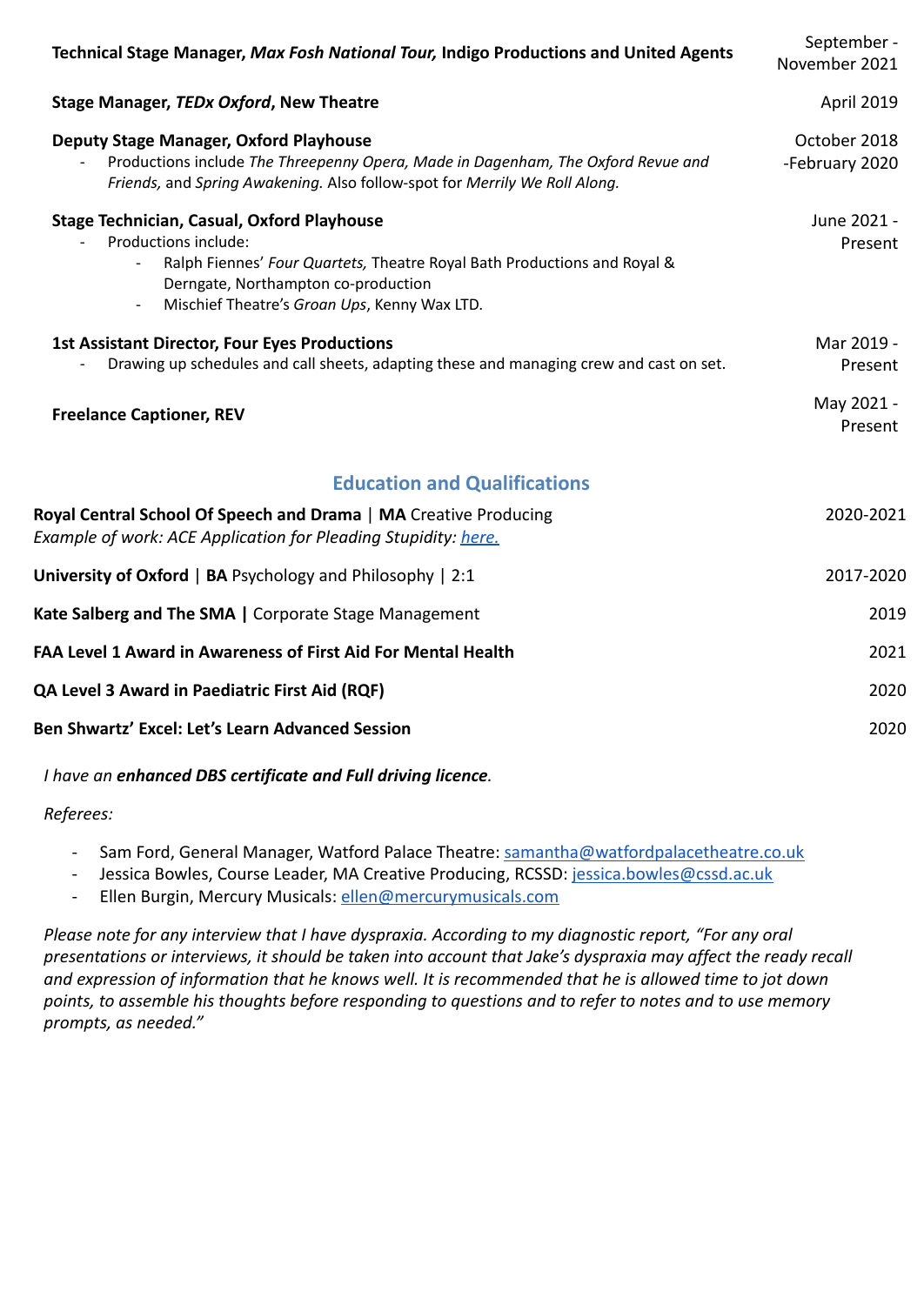**Technical Stage Manager, *Max Fosh National Tour,* Indigo Productions and United Agents** — September - November 2021

**Stage Manager, *TEDx Oxford*, New Theatre** — April 2019

**Deputy Stage Manager, Oxford Playhouse** — October 2018 -February 2020

- Productions include *The Threepenny Opera, Made in Dagenham, The Oxford Revue and Friends,* and *Spring Awakening.* Also follow-spot for *Merrily We Roll Along.*

**Stage Technician, Casual, Oxford Playhouse** — June 2021 - Present

- Productions include:
  - Ralph Fiennes' *Four Quartets,* Theatre Royal Bath Productions and Royal & Derngate, Northampton co-production
  - Mischief Theatre's *Groan Ups*, Kenny Wax LTD.

**1st Assistant Director, Four Eyes Productions** — Mar 2019 - Present

- Drawing up schedules and call sheets, adapting these and managing crew and cast on set.

**Freelance Captioner, REV** — May 2021 - Present

## Education and Qualifications

**Royal Central School Of Speech and Drama** | **MA** Creative Producing — 2020-2021
*Example of work: ACE Application for Pleading Stupidity: here.*

**University of Oxford** | **BA** Psychology and Philosophy | 2:1 — 2017-2020

**Kate Salberg and The SMA |** Corporate Stage Management — 2019

**FAA Level 1 Award in Awareness of First Aid For Mental Health** — 2021

**QA Level 3 Award in Paediatric First Aid (RQF)** — 2020

**Ben Shwartz' Excel: Let's Learn Advanced Session** — 2020

*I have an **enhanced DBS certificate and Full driving licence**.*

*Referees:*

- Sam Ford, General Manager, Watford Palace Theatre: samantha@watfordpalacetheatre.co.uk
- Jessica Bowles, Course Leader, MA Creative Producing, RCSSD: jessica.bowles@cssd.ac.uk
- Ellen Burgin, Mercury Musicals: ellen@mercurymusicals.com

*Please note for any interview that I have dyspraxia. According to my diagnostic report, "For any oral presentations or interviews, it should be taken into account that Jake's dyspraxia may affect the ready recall and expression of information that he knows well. It is recommended that he is allowed time to jot down points, to assemble his thoughts before responding to questions and to refer to notes and to use memory prompts, as needed."*